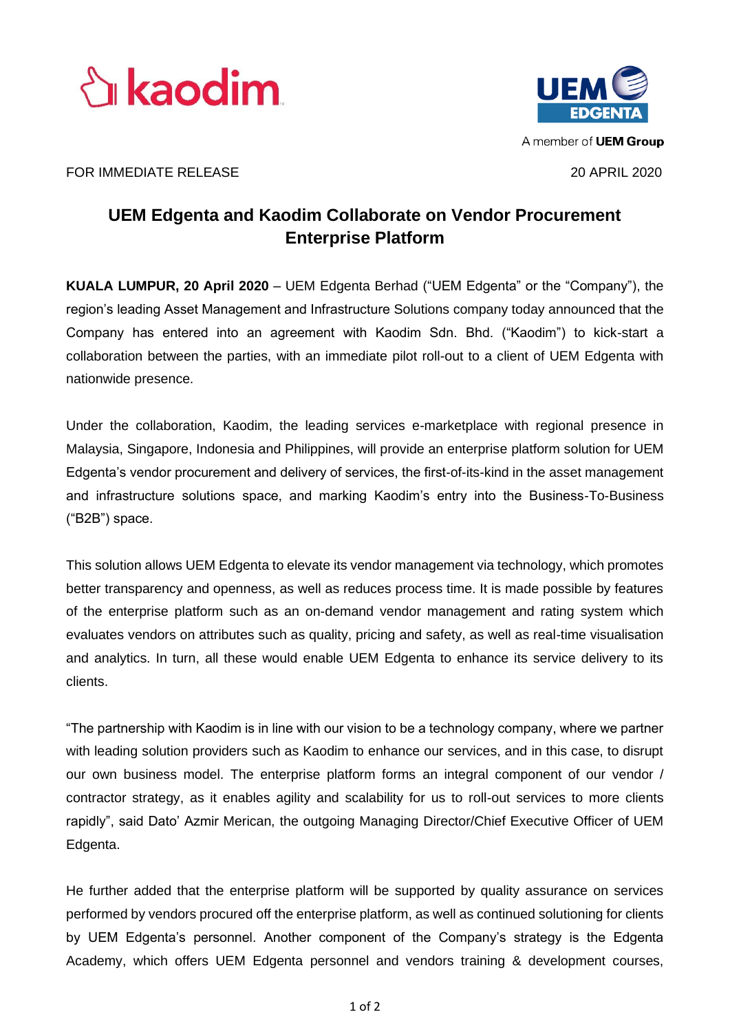kaodim

UEM EDGENTA

A member of **UEM Group**

FOR IMMEDIATE RELEASE 20 APRIL 2020

# UEM Edgenta and Kaodim Collaborate on Vendor Procurement Enterprise Platform

**KUALA LUMPUR, 20 April 2020** – UEM Edgenta Berhad ("UEM Edgenta" or the "Company"), the region's leading Asset Management and Infrastructure Solutions company today announced that the Company has entered into an agreement with Kaodim Sdn. Bhd. ("Kaodim") to kick-start a collaboration between the parties, with an immediate pilot roll-out to a client of UEM Edgenta with nationwide presence.

Under the collaboration, Kaodim, the leading services e-marketplace with regional presence in Malaysia, Singapore, Indonesia and Philippines, will provide an enterprise platform solution for UEM Edgenta's vendor procurement and delivery of services, the first-of-its-kind in the asset management and infrastructure solutions space, and marking Kaodim's entry into the Business-To-Business ("B2B") space.

This solution allows UEM Edgenta to elevate its vendor management via technology, which promotes better transparency and openness, as well as reduces process time. It is made possible by features of the enterprise platform such as an on-demand vendor management and rating system which evaluates vendors on attributes such as quality, pricing and safety, as well as real-time visualisation and analytics. In turn, all these would enable UEM Edgenta to enhance its service delivery to its clients.

"The partnership with Kaodim is in line with our vision to be a technology company, where we partner with leading solution providers such as Kaodim to enhance our services, and in this case, to disrupt our own business model. The enterprise platform forms an integral component of our vendor / contractor strategy, as it enables agility and scalability for us to roll-out services to more clients rapidly", said Dato' Azmir Merican, the outgoing Managing Director/Chief Executive Officer of UEM Edgenta.

He further added that the enterprise platform will be supported by quality assurance on services performed by vendors procured off the enterprise platform, as well as continued solutioning for clients by UEM Edgenta's personnel. Another component of the Company's strategy is the Edgenta Academy, which offers UEM Edgenta personnel and vendors training & development courses,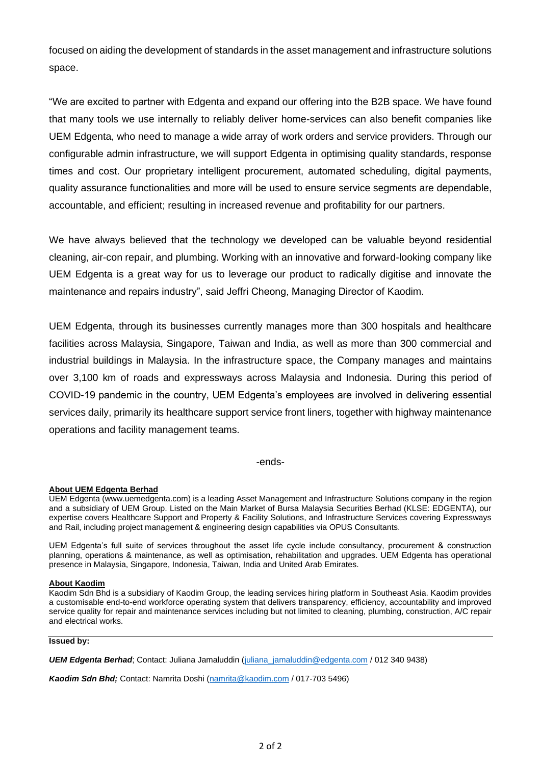focused on aiding the development of standards in the asset management and infrastructure solutions space.

"We are excited to partner with Edgenta and expand our offering into the B2B space. We have found that many tools we use internally to reliably deliver home-services can also benefit companies like UEM Edgenta, who need to manage a wide array of work orders and service providers. Through our configurable admin infrastructure, we will support Edgenta in optimising quality standards, response times and cost. Our proprietary intelligent procurement, automated scheduling, digital payments, quality assurance functionalities and more will be used to ensure service segments are dependable, accountable, and efficient; resulting in increased revenue and profitability for our partners.

We have always believed that the technology we developed can be valuable beyond residential cleaning, air-con repair, and plumbing. Working with an innovative and forward-looking company like UEM Edgenta is a great way for us to leverage our product to radically digitise and innovate the maintenance and repairs industry", said Jeffri Cheong, Managing Director of Kaodim.

UEM Edgenta, through its businesses currently manages more than 300 hospitals and healthcare facilities across Malaysia, Singapore, Taiwan and India, as well as more than 300 commercial and industrial buildings in Malaysia. In the infrastructure space, the Company manages and maintains over 3,100 km of roads and expressways across Malaysia and Indonesia. During this period of COVID-19 pandemic in the country, UEM Edgenta's employees are involved in delivering essential services daily, primarily its healthcare support service front liners, together with highway maintenance operations and facility management teams.

-ends-

**About UEM Edgenta Berhad**

UEM Edgenta (www.uemedgenta.com) is a leading Asset Management and Infrastructure Solutions company in the region and a subsidiary of UEM Group. Listed on the Main Market of Bursa Malaysia Securities Berhad (KLSE: EDGENTA), our expertise covers Healthcare Support and Property & Facility Solutions, and Infrastructure Services covering Expressways and Rail, including project management & engineering design capabilities via OPUS Consultants.

UEM Edgenta's full suite of services throughout the asset life cycle include consultancy, procurement & construction planning, operations & maintenance, as well as optimisation, rehabilitation and upgrades. UEM Edgenta has operational presence in Malaysia, Singapore, Indonesia, Taiwan, India and United Arab Emirates.

**About Kaodim**

Kaodim Sdn Bhd is a subsidiary of Kaodim Group, the leading services hiring platform in Southeast Asia. Kaodim provides a customisable end-to-end workforce operating system that delivers transparency, efficiency, accountability and improved service quality for repair and maintenance services including but not limited to cleaning, plumbing, construction, A/C repair and electrical works.

**Issued by:**

***UEM Edgenta Berhad***; Contact: Juliana Jamaluddin (juliana_jamaluddin@edgenta.com / 012 340 9438)

***Kaodim Sdn Bhd;*** Contact: Namrita Doshi (namrita@kaodim.com / 017-703 5496)